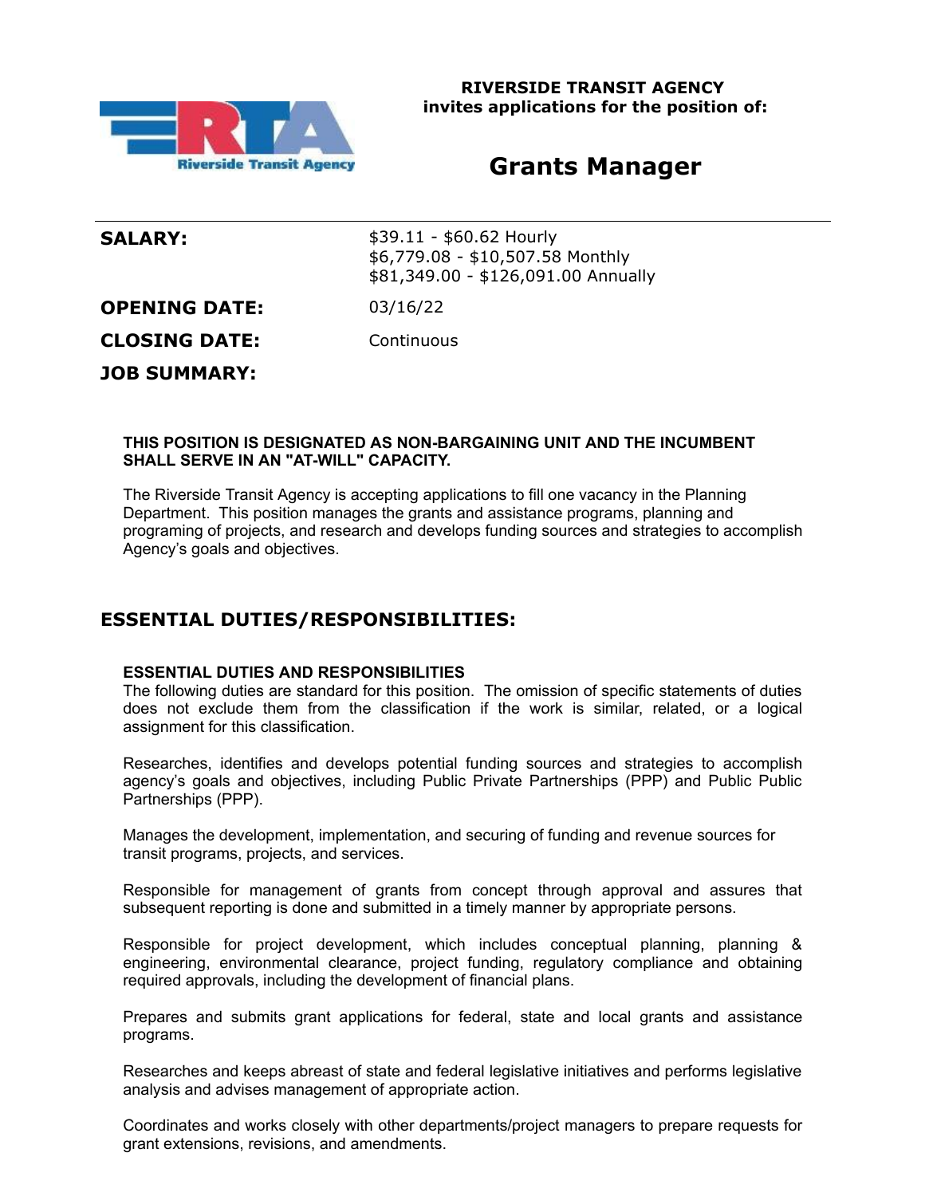**RIVERSIDE TRANSIT AGENCY**
**invites applications for the position of:**

# Grants Manager

| | |
|---|---|
| **SALARY:** | \$39.11 - \$60.62 Hourly<br>\$6,779.08 - \$10,507.58 Monthly<br>\$81,349.00 - \$126,091.00 Annually |
| **OPENING DATE:** | 03/16/22 |
| **CLOSING DATE:** | Continuous |

## JOB SUMMARY:

**THIS POSITION IS DESIGNATED AS NON-BARGAINING UNIT AND THE INCUMBENT SHALL SERVE IN AN "AT-WILL" CAPACITY.**

The Riverside Transit Agency is accepting applications to fill one vacancy in the Planning Department. This position manages the grants and assistance programs, planning and programing of projects, and research and develops funding sources and strategies to accomplish Agency's goals and objectives.

## ESSENTIAL DUTIES/RESPONSIBILITIES:

**ESSENTIAL DUTIES AND RESPONSIBILITIES**

The following duties are standard for this position. The omission of specific statements of duties does not exclude them from the classification if the work is similar, related, or a logical assignment for this classification.

Researches, identifies and develops potential funding sources and strategies to accomplish agency's goals and objectives, including Public Private Partnerships (PPP) and Public Public Partnerships (PPP).

Manages the development, implementation, and securing of funding and revenue sources for transit programs, projects, and services.

Responsible for management of grants from concept through approval and assures that subsequent reporting is done and submitted in a timely manner by appropriate persons.

Responsible for project development, which includes conceptual planning, planning & engineering, environmental clearance, project funding, regulatory compliance and obtaining required approvals, including the development of financial plans.

Prepares and submits grant applications for federal, state and local grants and assistance programs.

Researches and keeps abreast of state and federal legislative initiatives and performs legislative analysis and advises management of appropriate action.

Coordinates and works closely with other departments/project managers to prepare requests for grant extensions, revisions, and amendments.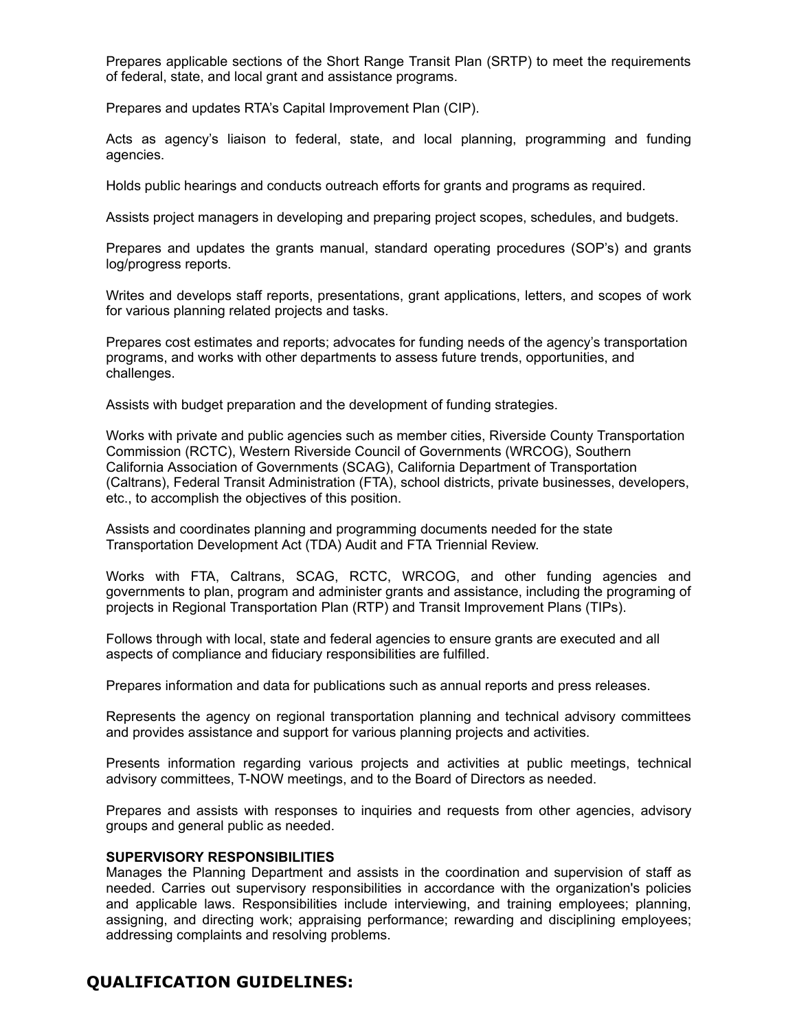Prepares applicable sections of the Short Range Transit Plan (SRTP) to meet the requirements of federal, state, and local grant and assistance programs.

Prepares and updates RTA's Capital Improvement Plan (CIP).

Acts as agency's liaison to federal, state, and local planning, programming and funding agencies.

Holds public hearings and conducts outreach efforts for grants and programs as required.

Assists project managers in developing and preparing project scopes, schedules, and budgets.

Prepares and updates the grants manual, standard operating procedures (SOP's) and grants log/progress reports.

Writes and develops staff reports, presentations, grant applications, letters, and scopes of work for various planning related projects and tasks.

Prepares cost estimates and reports; advocates for funding needs of the agency's transportation programs, and works with other departments to assess future trends, opportunities, and challenges.

Assists with budget preparation and the development of funding strategies.

Works with private and public agencies such as member cities, Riverside County Transportation Commission (RCTC), Western Riverside Council of Governments (WRCOG), Southern California Association of Governments (SCAG), California Department of Transportation (Caltrans), Federal Transit Administration (FTA), school districts, private businesses, developers, etc., to accomplish the objectives of this position.

Assists and coordinates planning and programming documents needed for the state Transportation Development Act (TDA) Audit and FTA Triennial Review.

Works with FTA, Caltrans, SCAG, RCTC, WRCOG, and other funding agencies and governments to plan, program and administer grants and assistance, including the programing of projects in Regional Transportation Plan (RTP) and Transit Improvement Plans (TIPs).

Follows through with local, state and federal agencies to ensure grants are executed and all aspects of compliance and fiduciary responsibilities are fulfilled.

Prepares information and data for publications such as annual reports and press releases.

Represents the agency on regional transportation planning and technical advisory committees and provides assistance and support for various planning projects and activities.

Presents information regarding various projects and activities at public meetings, technical advisory committees, T-NOW meetings, and to the Board of Directors as needed.

Prepares and assists with responses to inquiries and requests from other agencies, advisory groups and general public as needed.

**SUPERVISORY RESPONSIBILITIES**

Manages the Planning Department and assists in the coordination and supervision of staff as needed. Carries out supervisory responsibilities in accordance with the organization's policies and applicable laws. Responsibilities include interviewing, and training employees; planning, assigning, and directing work; appraising performance; rewarding and disciplining employees; addressing complaints and resolving problems.

## QUALIFICATION GUIDELINES: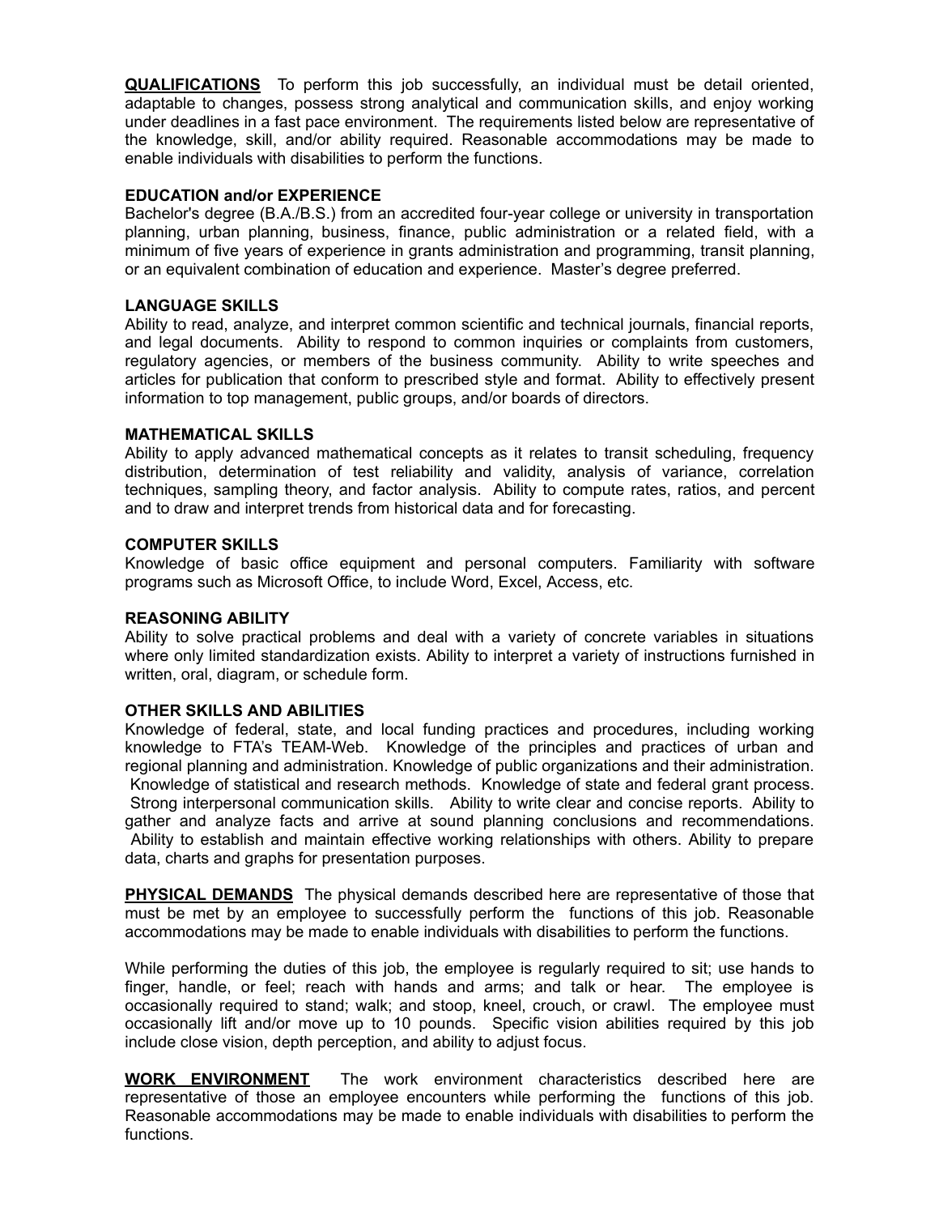**<u>QUALIFICATIONS</u>** To perform this job successfully, an individual must be detail oriented, adaptable to changes, possess strong analytical and communication skills, and enjoy working under deadlines in a fast pace environment. The requirements listed below are representative of the knowledge, skill, and/or ability required. Reasonable accommodations may be made to enable individuals with disabilities to perform the functions.

**EDUCATION and/or EXPERIENCE**

Bachelor's degree (B.A./B.S.) from an accredited four-year college or university in transportation planning, urban planning, business, finance, public administration or a related field, with a minimum of five years of experience in grants administration and programming, transit planning, or an equivalent combination of education and experience. Master's degree preferred.

**LANGUAGE SKILLS**

Ability to read, analyze, and interpret common scientific and technical journals, financial reports, and legal documents. Ability to respond to common inquiries or complaints from customers, regulatory agencies, or members of the business community. Ability to write speeches and articles for publication that conform to prescribed style and format. Ability to effectively present information to top management, public groups, and/or boards of directors.

**MATHEMATICAL SKILLS**

Ability to apply advanced mathematical concepts as it relates to transit scheduling, frequency distribution, determination of test reliability and validity, analysis of variance, correlation techniques, sampling theory, and factor analysis. Ability to compute rates, ratios, and percent and to draw and interpret trends from historical data and for forecasting.

**COMPUTER SKILLS**

Knowledge of basic office equipment and personal computers. Familiarity with software programs such as Microsoft Office, to include Word, Excel, Access, etc.

**REASONING ABILITY**

Ability to solve practical problems and deal with a variety of concrete variables in situations where only limited standardization exists. Ability to interpret a variety of instructions furnished in written, oral, diagram, or schedule form.

**OTHER SKILLS AND ABILITIES**

Knowledge of federal, state, and local funding practices and procedures, including working knowledge to FTA's TEAM-Web. Knowledge of the principles and practices of urban and regional planning and administration. Knowledge of public organizations and their administration. Knowledge of statistical and research methods. Knowledge of state and federal grant process. Strong interpersonal communication skills. Ability to write clear and concise reports. Ability to gather and analyze facts and arrive at sound planning conclusions and recommendations. Ability to establish and maintain effective working relationships with others. Ability to prepare data, charts and graphs for presentation purposes.

**<u>PHYSICAL DEMANDS</u>** The physical demands described here are representative of those that must be met by an employee to successfully perform the functions of this job. Reasonable accommodations may be made to enable individuals with disabilities to perform the functions.

While performing the duties of this job, the employee is regularly required to sit; use hands to finger, handle, or feel; reach with hands and arms; and talk or hear. The employee is occasionally required to stand; walk; and stoop, kneel, crouch, or crawl. The employee must occasionally lift and/or move up to 10 pounds. Specific vision abilities required by this job include close vision, depth perception, and ability to adjust focus.

**<u>WORK ENVIRONMENT</u>** The work environment characteristics described here are representative of those an employee encounters while performing the functions of this job. Reasonable accommodations may be made to enable individuals with disabilities to perform the functions.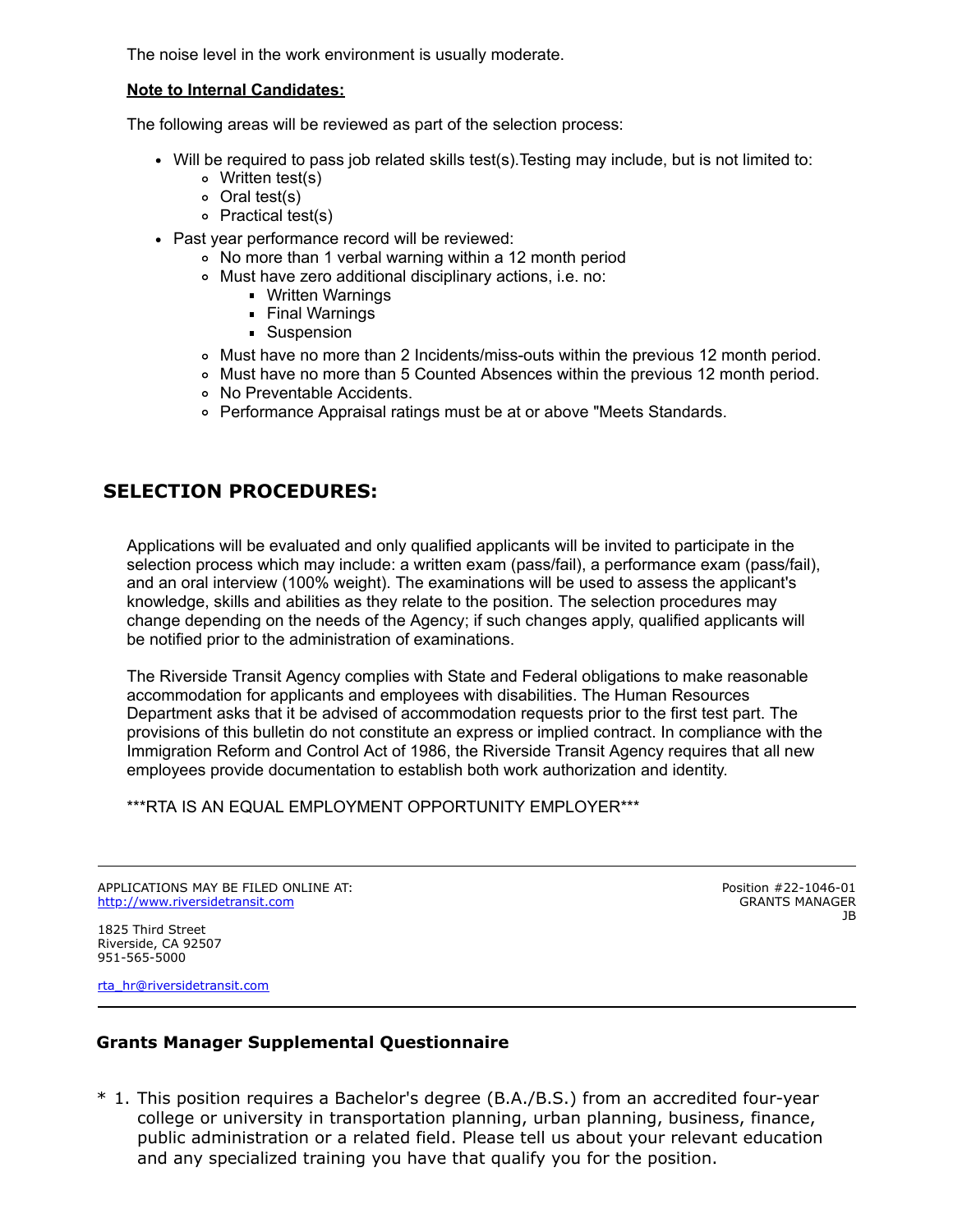The noise level in the work environment is usually moderate.

**Note to Internal Candidates:**

The following areas will be reviewed as part of the selection process:

- Will be required to pass job related skills test(s).Testing may include, but is not limited to:
  - Written test(s)
  - Oral test(s)
  - Practical test(s)
- Past year performance record will be reviewed:
  - No more than 1 verbal warning within a 12 month period
  - Must have zero additional disciplinary actions, i.e. no:
    - Written Warnings
    - Final Warnings
    - Suspension
  - Must have no more than 2 Incidents/miss-outs within the previous 12 month period.
  - Must have no more than 5 Counted Absences within the previous 12 month period.
  - No Preventable Accidents.
  - Performance Appraisal ratings must be at or above "Meets Standards.

## SELECTION PROCEDURES:

Applications will be evaluated and only qualified applicants will be invited to participate in the selection process which may include: a written exam (pass/fail), a performance exam (pass/fail), and an oral interview (100% weight). The examinations will be used to assess the applicant's knowledge, skills and abilities as they relate to the position. The selection procedures may change depending on the needs of the Agency; if such changes apply, qualified applicants will be notified prior to the administration of examinations.

The Riverside Transit Agency complies with State and Federal obligations to make reasonable accommodation for applicants and employees with disabilities. The Human Resources Department asks that it be advised of accommodation requests prior to the first test part. The provisions of this bulletin do not constitute an express or implied contract. In compliance with the Immigration Reform and Control Act of 1986, the Riverside Transit Agency requires that all new employees provide documentation to establish both work authorization and identity.

***RTA IS AN EQUAL EMPLOYMENT OPPORTUNITY EMPLOYER***

---

APPLICATIONS MAY BE FILED ONLINE AT:
http://www.riversidetransit.com

1825 Third Street
Riverside, CA 92507
951-565-5000

rta_hr@riversidetransit.com

Position #22-1046-01
GRANTS MANAGER
JB

---

### Grants Manager Supplemental Questionnaire

\* 1. This position requires a Bachelor's degree (B.A./B.S.) from an accredited four-year college or university in transportation planning, urban planning, business, finance, public administration or a related field. Please tell us about your relevant education and any specialized training you have that qualify you for the position.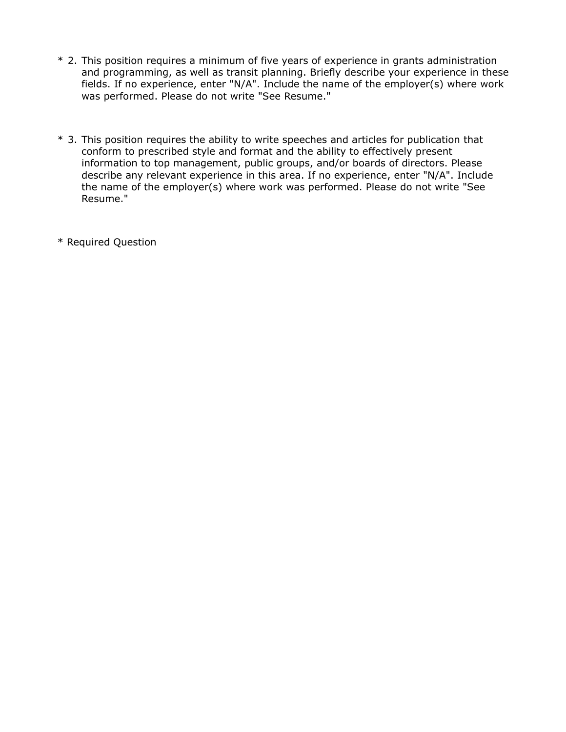* 2. This position requires a minimum of five years of experience in grants administration and programming, as well as transit planning. Briefly describe your experience in these fields. If no experience, enter "N/A". Include the name of the employer(s) where work was performed. Please do not write "See Resume."

* 3. This position requires the ability to write speeches and articles for publication that conform to prescribed style and format and the ability to effectively present information to top management, public groups, and/or boards of directors. Please describe any relevant experience in this area. If no experience, enter "N/A". Include the name of the employer(s) where work was performed. Please do not write "See Resume."

* Required Question